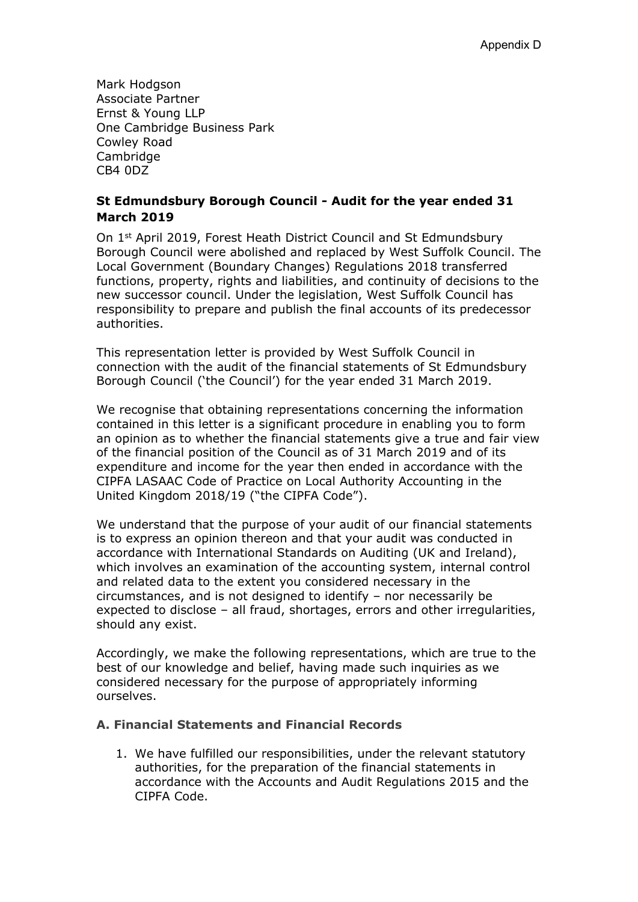Appendix D

Mark Hodgson
Associate Partner
Ernst & Young LLP
One Cambridge Business Park
Cowley Road
Cambridge
CB4 0DZ

**St Edmundsbury Borough Council - Audit for the year ended 31 March 2019**

On 1st April 2019, Forest Heath District Council and St Edmundsbury Borough Council were abolished and replaced by West Suffolk Council. The Local Government (Boundary Changes) Regulations 2018 transferred functions, property, rights and liabilities, and continuity of decisions to the new successor council. Under the legislation, West Suffolk Council has responsibility to prepare and publish the final accounts of its predecessor authorities.

This representation letter is provided by West Suffolk Council in connection with the audit of the financial statements of St Edmundsbury Borough Council ('the Council') for the year ended 31 March 2019.

We recognise that obtaining representations concerning the information contained in this letter is a significant procedure in enabling you to form an opinion as to whether the financial statements give a true and fair view of the financial position of the Council as of 31 March 2019 and of its expenditure and income for the year then ended in accordance with the CIPFA LASAAC Code of Practice on Local Authority Accounting in the United Kingdom 2018/19 ("the CIPFA Code").

We understand that the purpose of your audit of our financial statements is to express an opinion thereon and that your audit was conducted in accordance with International Standards on Auditing (UK and Ireland), which involves an examination of the accounting system, internal control and related data to the extent you considered necessary in the circumstances, and is not designed to identify – nor necessarily be expected to disclose – all fraud, shortages, errors and other irregularities, should any exist.

Accordingly, we make the following representations, which are true to the best of our knowledge and belief, having made such inquiries as we considered necessary for the purpose of appropriately informing ourselves.

### A. Financial Statements and Financial Records

1. We have fulfilled our responsibilities, under the relevant statutory authorities, for the preparation of the financial statements in accordance with the Accounts and Audit Regulations 2015 and the CIPFA Code.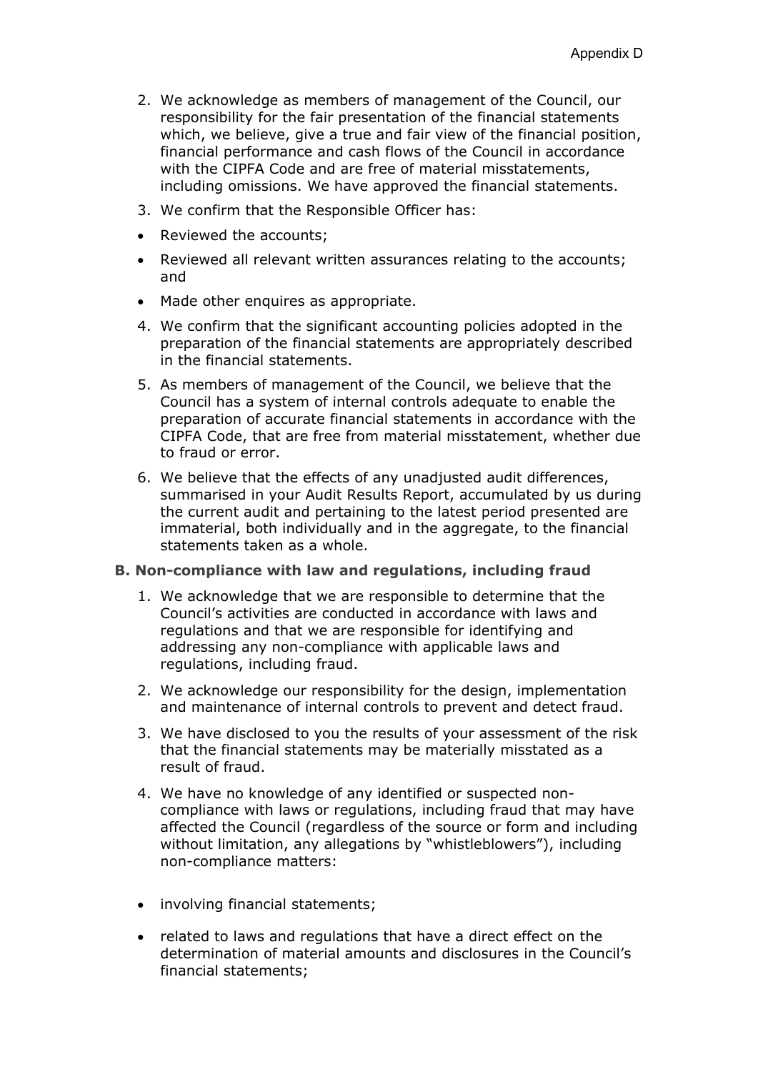2. We acknowledge as members of management of the Council, our responsibility for the fair presentation of the financial statements which, we believe, give a true and fair view of the financial position, financial performance and cash flows of the Council in accordance with the CIPFA Code and are free of material misstatements, including omissions. We have approved the financial statements.

3. We confirm that the Responsible Officer has:

- Reviewed the accounts;
- Reviewed all relevant written assurances relating to the accounts; and
- Made other enquires as appropriate.

4. We confirm that the significant accounting policies adopted in the preparation of the financial statements are appropriately described in the financial statements.

5. As members of management of the Council, we believe that the Council has a system of internal controls adequate to enable the preparation of accurate financial statements in accordance with the CIPFA Code, that are free from material misstatement, whether due to fraud or error.

6. We believe that the effects of any unadjusted audit differences, summarised in your Audit Results Report, accumulated by us during the current audit and pertaining to the latest period presented are immaterial, both individually and in the aggregate, to the financial statements taken as a whole.

### B. Non-compliance with law and regulations, including fraud

1. We acknowledge that we are responsible to determine that the Council's activities are conducted in accordance with laws and regulations and that we are responsible for identifying and addressing any non-compliance with applicable laws and regulations, including fraud.

2. We acknowledge our responsibility for the design, implementation and maintenance of internal controls to prevent and detect fraud.

3. We have disclosed to you the results of your assessment of the risk that the financial statements may be materially misstated as a result of fraud.

4. We have no knowledge of any identified or suspected non-compliance with laws or regulations, including fraud that may have affected the Council (regardless of the source or form and including without limitation, any allegations by "whistleblowers"), including non-compliance matters:

- involving financial statements;
- related to laws and regulations that have a direct effect on the determination of material amounts and disclosures in the Council's financial statements;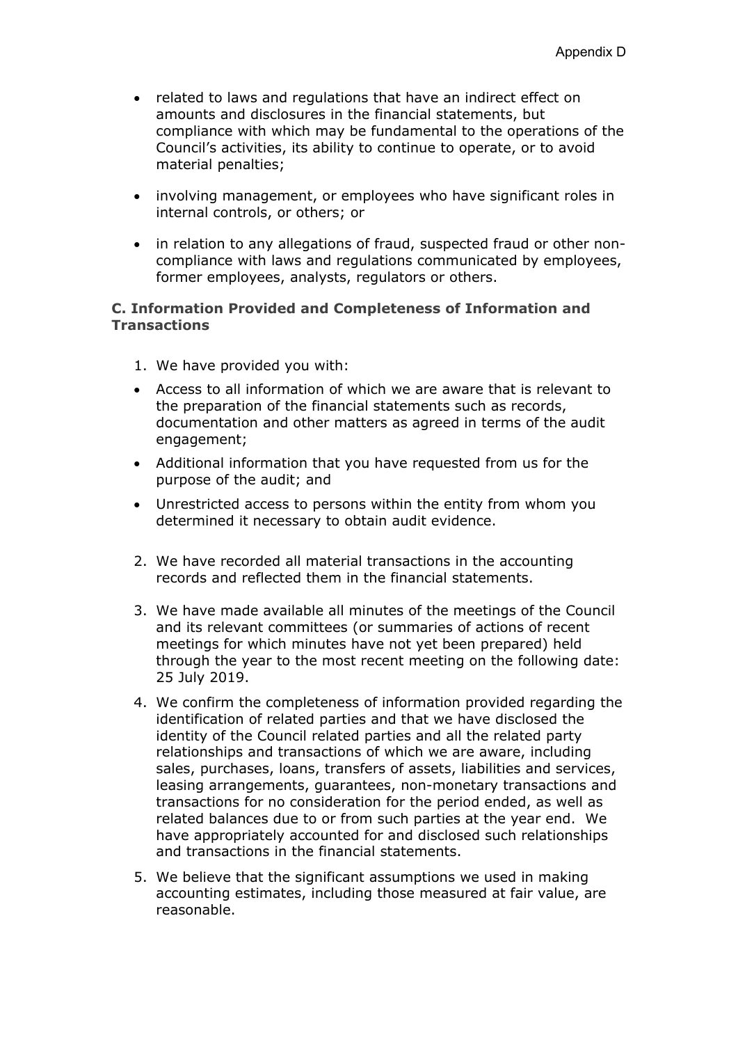- related to laws and regulations that have an indirect effect on amounts and disclosures in the financial statements, but compliance with which may be fundamental to the operations of the Council's activities, its ability to continue to operate, or to avoid material penalties;
- involving management, or employees who have significant roles in internal controls, or others; or
- in relation to any allegations of fraud, suspected fraud or other non-compliance with laws and regulations communicated by employees, former employees, analysts, regulators or others.

### C. Information Provided and Completeness of Information and Transactions

1. We have provided you with:

- Access to all information of which we are aware that is relevant to the preparation of the financial statements such as records, documentation and other matters as agreed in terms of the audit engagement;
- Additional information that you have requested from us for the purpose of the audit; and
- Unrestricted access to persons within the entity from whom you determined it necessary to obtain audit evidence.

2. We have recorded all material transactions in the accounting records and reflected them in the financial statements.
3. We have made available all minutes of the meetings of the Council and its relevant committees (or summaries of actions of recent meetings for which minutes have not yet been prepared) held through the year to the most recent meeting on the following date: 25 July 2019.
4. We confirm the completeness of information provided regarding the identification of related parties and that we have disclosed the identity of the Council related parties and all the related party relationships and transactions of which we are aware, including sales, purchases, loans, transfers of assets, liabilities and services, leasing arrangements, guarantees, non-monetary transactions and transactions for no consideration for the period ended, as well as related balances due to or from such parties at the year end. We have appropriately accounted for and disclosed such relationships and transactions in the financial statements.
5. We believe that the significant assumptions we used in making accounting estimates, including those measured at fair value, are reasonable.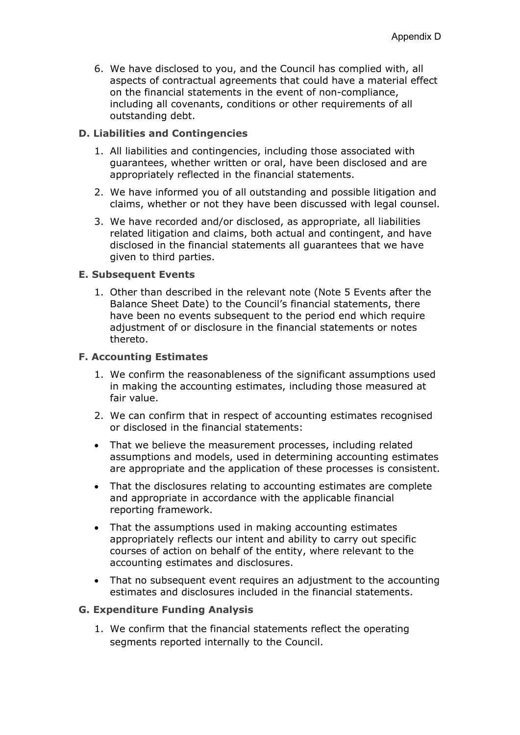6. We have disclosed to you, and the Council has complied with, all aspects of contractual agreements that could have a material effect on the financial statements in the event of non-compliance, including all covenants, conditions or other requirements of all outstanding debt.

### D. Liabilities and Contingencies

1. All liabilities and contingencies, including those associated with guarantees, whether written or oral, have been disclosed and are appropriately reflected in the financial statements.
2. We have informed you of all outstanding and possible litigation and claims, whether or not they have been discussed with legal counsel.
3. We have recorded and/or disclosed, as appropriate, all liabilities related litigation and claims, both actual and contingent, and have disclosed in the financial statements all guarantees that we have given to third parties.

### E. Subsequent Events

1. Other than described in the relevant note (Note 5 Events after the Balance Sheet Date) to the Council's financial statements, there have been no events subsequent to the period end which require adjustment of or disclosure in the financial statements or notes thereto.

### F. Accounting Estimates

1. We confirm the reasonableness of the significant assumptions used in making the accounting estimates, including those measured at fair value.
2. We can confirm that in respect of accounting estimates recognised or disclosed in the financial statements:

- That we believe the measurement processes, including related assumptions and models, used in determining accounting estimates are appropriate and the application of these processes is consistent.
- That the disclosures relating to accounting estimates are complete and appropriate in accordance with the applicable financial reporting framework.
- That the assumptions used in making accounting estimates appropriately reflects our intent and ability to carry out specific courses of action on behalf of the entity, where relevant to the accounting estimates and disclosures.
- That no subsequent event requires an adjustment to the accounting estimates and disclosures included in the financial statements.

### G. Expenditure Funding Analysis

1. We confirm that the financial statements reflect the operating segments reported internally to the Council.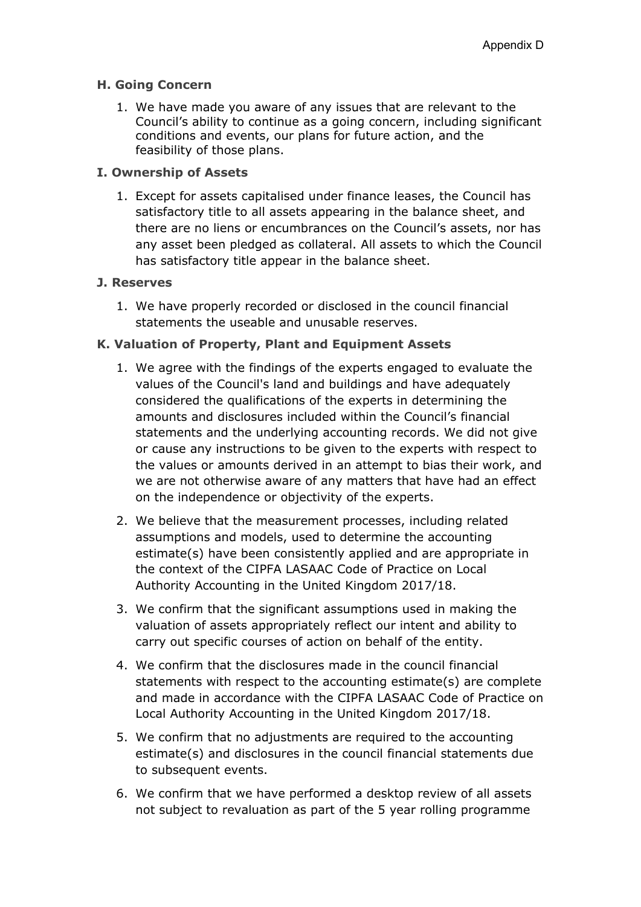### H. Going Concern

1. We have made you aware of any issues that are relevant to the Council's ability to continue as a going concern, including significant conditions and events, our plans for future action, and the feasibility of those plans.

### I. Ownership of Assets

1. Except for assets capitalised under finance leases, the Council has satisfactory title to all assets appearing in the balance sheet, and there are no liens or encumbrances on the Council's assets, nor has any asset been pledged as collateral. All assets to which the Council has satisfactory title appear in the balance sheet.

### J. Reserves

1. We have properly recorded or disclosed in the council financial statements the useable and unusable reserves.

### K. Valuation of Property, Plant and Equipment Assets

1. We agree with the findings of the experts engaged to evaluate the values of the Council's land and buildings and have adequately considered the qualifications of the experts in determining the amounts and disclosures included within the Council's financial statements and the underlying accounting records. We did not give or cause any instructions to be given to the experts with respect to the values or amounts derived in an attempt to bias their work, and we are not otherwise aware of any matters that have had an effect on the independence or objectivity of the experts.
2. We believe that the measurement processes, including related assumptions and models, used to determine the accounting estimate(s) have been consistently applied and are appropriate in the context of the CIPFA LASAAC Code of Practice on Local Authority Accounting in the United Kingdom 2017/18.
3. We confirm that the significant assumptions used in making the valuation of assets appropriately reflect our intent and ability to carry out specific courses of action on behalf of the entity.
4. We confirm that the disclosures made in the council financial statements with respect to the accounting estimate(s) are complete and made in accordance with the CIPFA LASAAC Code of Practice on Local Authority Accounting in the United Kingdom 2017/18.
5. We confirm that no adjustments are required to the accounting estimate(s) and disclosures in the council financial statements due to subsequent events.
6. We confirm that we have performed a desktop review of all assets not subject to revaluation as part of the 5 year rolling programme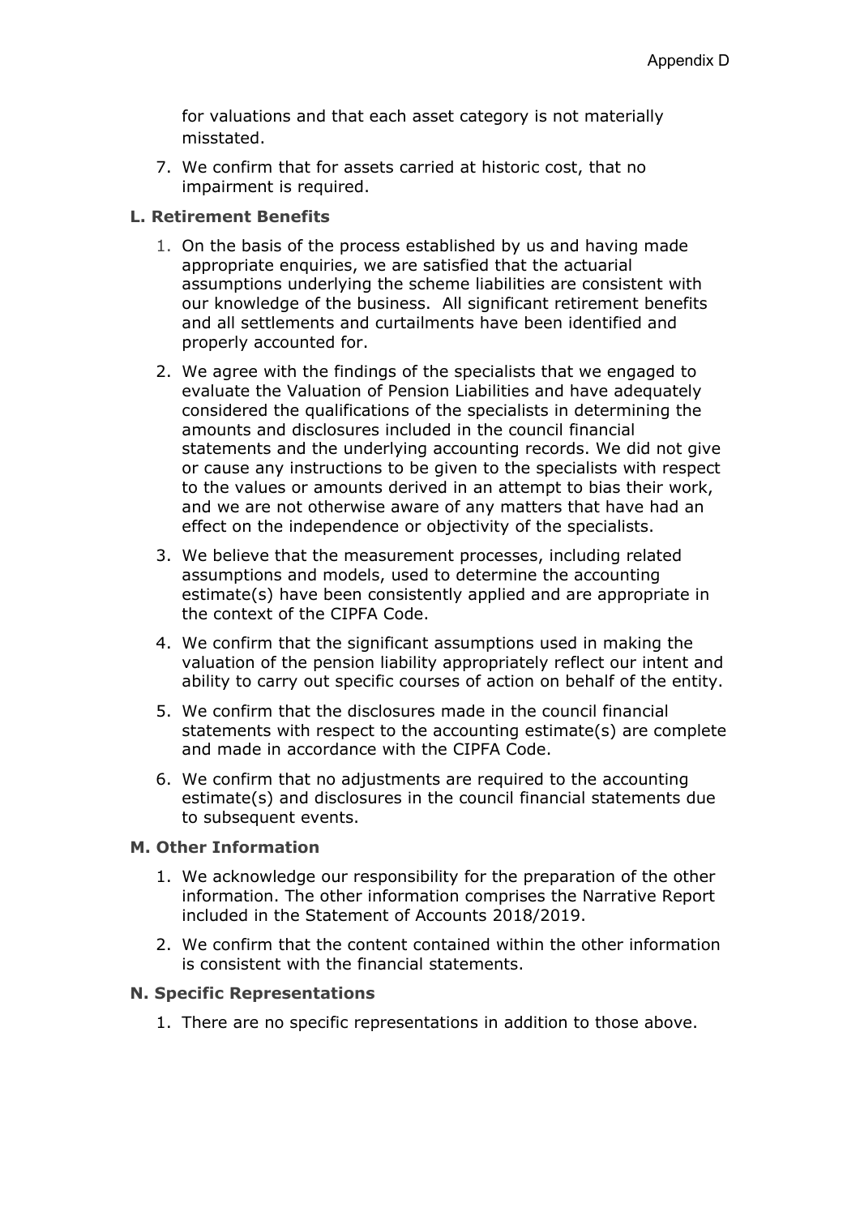for valuations and that each asset category is not materially misstated.

7. We confirm that for assets carried at historic cost, that no impairment is required.

**L. Retirement Benefits**

1. On the basis of the process established by us and having made appropriate enquiries, we are satisfied that the actuarial assumptions underlying the scheme liabilities are consistent with our knowledge of the business. All significant retirement benefits and all settlements and curtailments have been identified and properly accounted for.
2. We agree with the findings of the specialists that we engaged to evaluate the Valuation of Pension Liabilities and have adequately considered the qualifications of the specialists in determining the amounts and disclosures included in the council financial statements and the underlying accounting records. We did not give or cause any instructions to be given to the specialists with respect to the values or amounts derived in an attempt to bias their work, and we are not otherwise aware of any matters that have had an effect on the independence or objectivity of the specialists.
3. We believe that the measurement processes, including related assumptions and models, used to determine the accounting estimate(s) have been consistently applied and are appropriate in the context of the CIPFA Code.
4. We confirm that the significant assumptions used in making the valuation of the pension liability appropriately reflect our intent and ability to carry out specific courses of action on behalf of the entity.
5. We confirm that the disclosures made in the council financial statements with respect to the accounting estimate(s) are complete and made in accordance with the CIPFA Code.
6. We confirm that no adjustments are required to the accounting estimate(s) and disclosures in the council financial statements due to subsequent events.

**M. Other Information**

1. We acknowledge our responsibility for the preparation of the other information. The other information comprises the Narrative Report included in the Statement of Accounts 2018/2019.
2. We confirm that the content contained within the other information is consistent with the financial statements.

**N. Specific Representations**

1. There are no specific representations in addition to those above.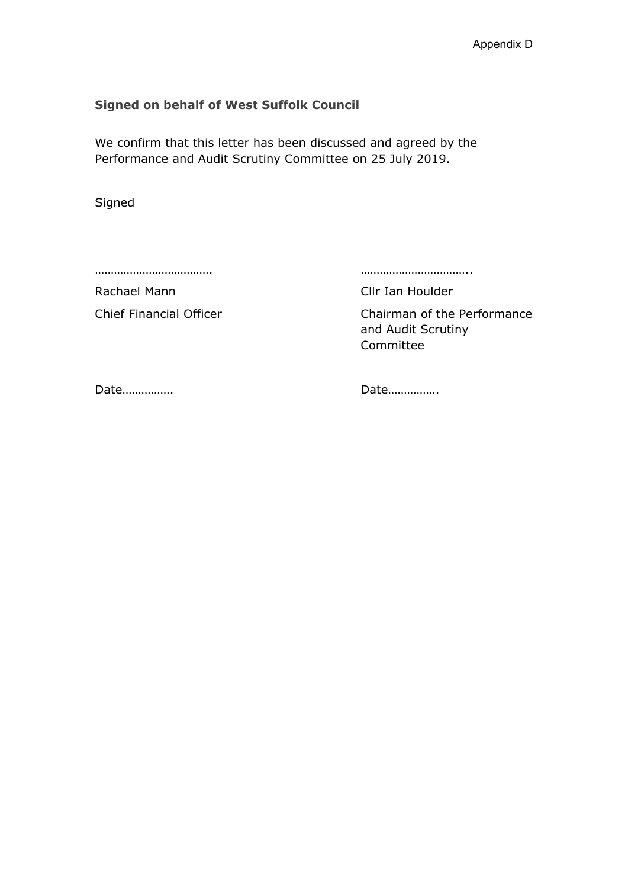Appendix D

**Signed on behalf of West Suffolk Council**

We confirm that this letter has been discussed and agreed by the Performance and Audit Scrutiny Committee on 25 July 2019.

Signed

……………………………….

Rachael Mann

Chief Financial Officer

Date…………….

……………………………..

Cllr Ian Houlder

Chairman of the Performance and Audit Scrutiny Committee

Date…………….